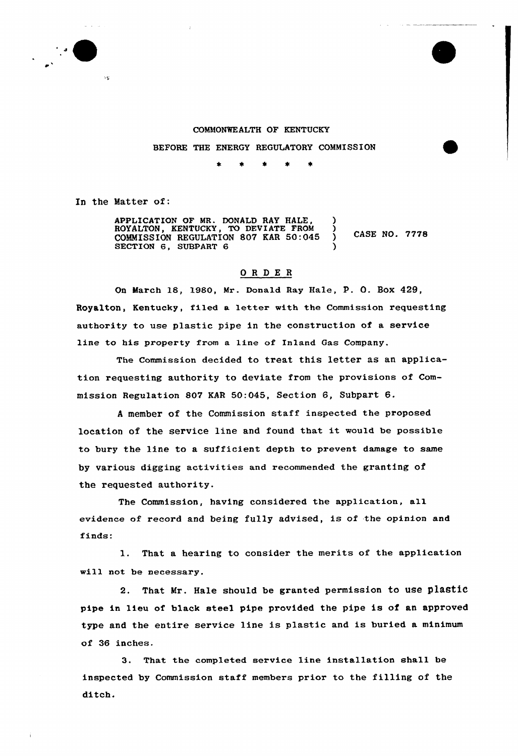COMMONWEALTH OF KENTUCKY

BEFORE THE ENERGY REGULATORY COMMISSION

\* \* \* \* \*

In the Matter of:

APPLICATION OF MR. DONALD RAY HALE, ROYALTON, KENTUCKY, TO DEVIATE FROM COMMISSION REGULATION 807 KAR 50:045 SECTION 6, SUBPART 6 ) CASE NO. 7778

## ORDER

On March 18, 1980, Mr. Donald Ray Hale, P. O. Box 429, Royalton, Kentucky, filed a letter with the Commission requesting authority to use plastic pipe in the construction of a service line to his property from a line of Inland Gas Company.

The Commission decided to treat this letter as an application requesting authority to deviate from the provisions of Commission Regulation 807 KAR 50:045, Section 6, Subpart 6.

A member of the Commission staff inspected the proposed location of the service line and found that it would be possible to bury the line to a sufficient depth to prevent damage to same by various digging activities and recommended the granting of the requested authority.

The Commission, having considered the application, all evidence of record and being fully advised, is of the opinion and finds:

1. That a hearing to consider the merits of the application will not be necessary.

2. That Mr. Hale should be granted permission to use plastic pipe in lieu of black steel pipe provided the pipe is of an approved type and the entire service line is plastic and is buried a minimum of 36 inches.

3. That the completed service line installation shall be inspected by Commission staff members prior to the filling of the ditch.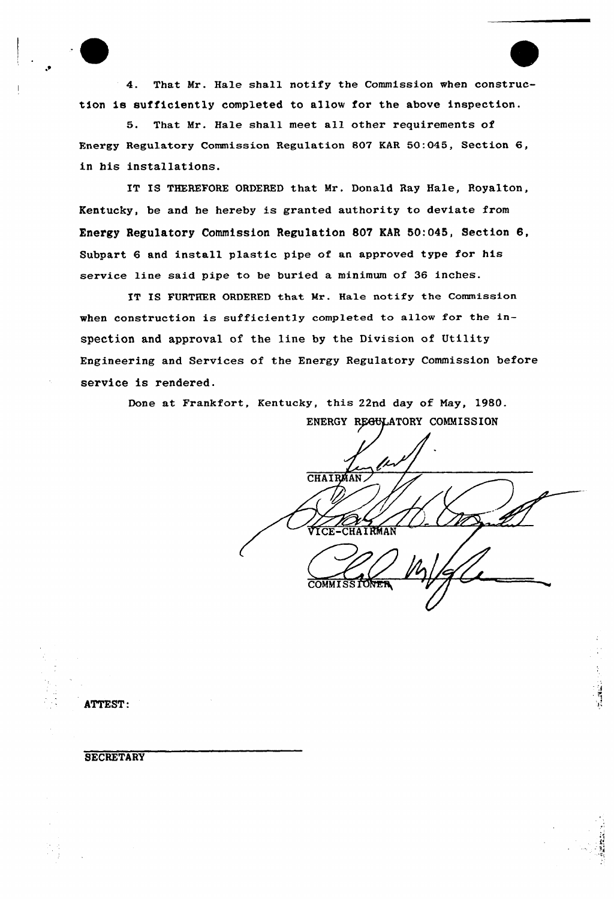4. That Mr. Hale shall notify the Commission when construction is sufficiently completed to allow for the above inspection.

5. That Mr. Hale shall meet all other requirements of Energy Regulatory Commission Regulation 807 KAR 50:045, Section 6, in his installations.

IT IS THEREFORE ORDERED that Mr. Donald Ray Hale, Royalton, Kentucky, be and he hereby is granted authority to deviate from Energy Regulatory Commission Regulation 807 KAR 50:045, Section 6, Subpart 6 and install plastic pipe of an approved type for his service line said pipe to be buried a minimum of 36 inches.

IT IS FURTHER ORDERED that Mr. Hale notify the Commission when construction is sufficiently completed to allow for the inspection and approval of the line by the Division of Utility Engineering and Services of the Energy Regulatory Commission before service is rendered.

Done at Frankfort, Kentucky, this 22nd day of May, 1980.

ENERGY REGULATORY COMMISSION

CHAIRMAN

VICE-CHAIRMAN

COMMISSIONER

ATTEST:

SECRETARY